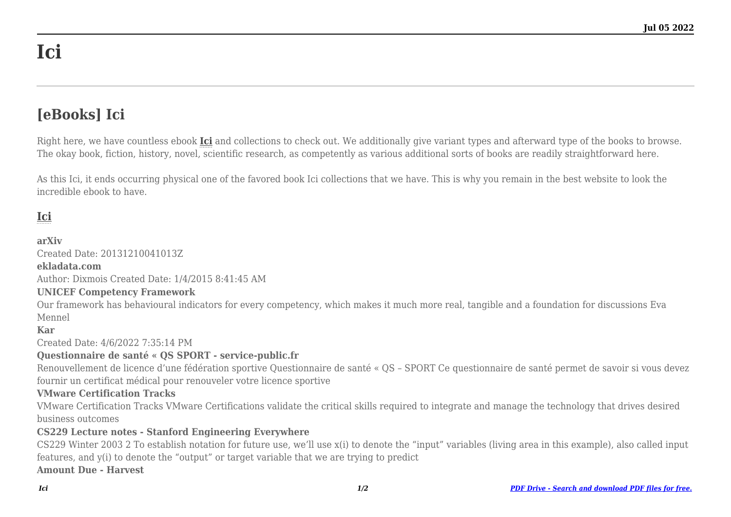# Ici

## [eBooks] Ici

Right here, we have countless ebook **Ici** and collections to check out. We additionally give variant types and afterward type of the books to browse. The okay book, fiction, history, novel, scientific research, as competently as various additional sorts of books are readily straightforward here.

As this Ici, it ends occurring physical one of the favored book Ici collections that we have. This is why you remain in the best website to look the incredible ebook to have.

### Ici

**arXiv**
Created Date: 20131210041013Z

**ekladata.com**
Author: Dixmois Created Date: 1/4/2015 8:41:45 AM

**UNICEF Competency Framework**
Our framework has behavioural indicators for every competency, which makes it much more real, tangible and a foundation for discussions Eva Mennel

**Kar**
Created Date: 4/6/2022 7:35:14 PM

**Questionnaire de santé « QS SPORT - service-public.fr**
Renouvellement de licence d'une fédération sportive Questionnaire de santé « QS – SPORT Ce questionnaire de santé permet de savoir si vous devez fournir un certificat médical pour renouveler votre licence sportive

**VMware Certification Tracks**
VMware Certification Tracks VMware Certifications validate the critical skills required to integrate and manage the technology that drives desired business outcomes

**CS229 Lecture notes - Stanford Engineering Everywhere**
CS229 Winter 2003 2 To establish notation for future use, we'll use $x^{(i)}$ to denote the "input" variables (living area in this example), also called input features, and $y^{(i)}$ to denote the "output" or target variable that we are trying to predict

**Amount Due - Harvest**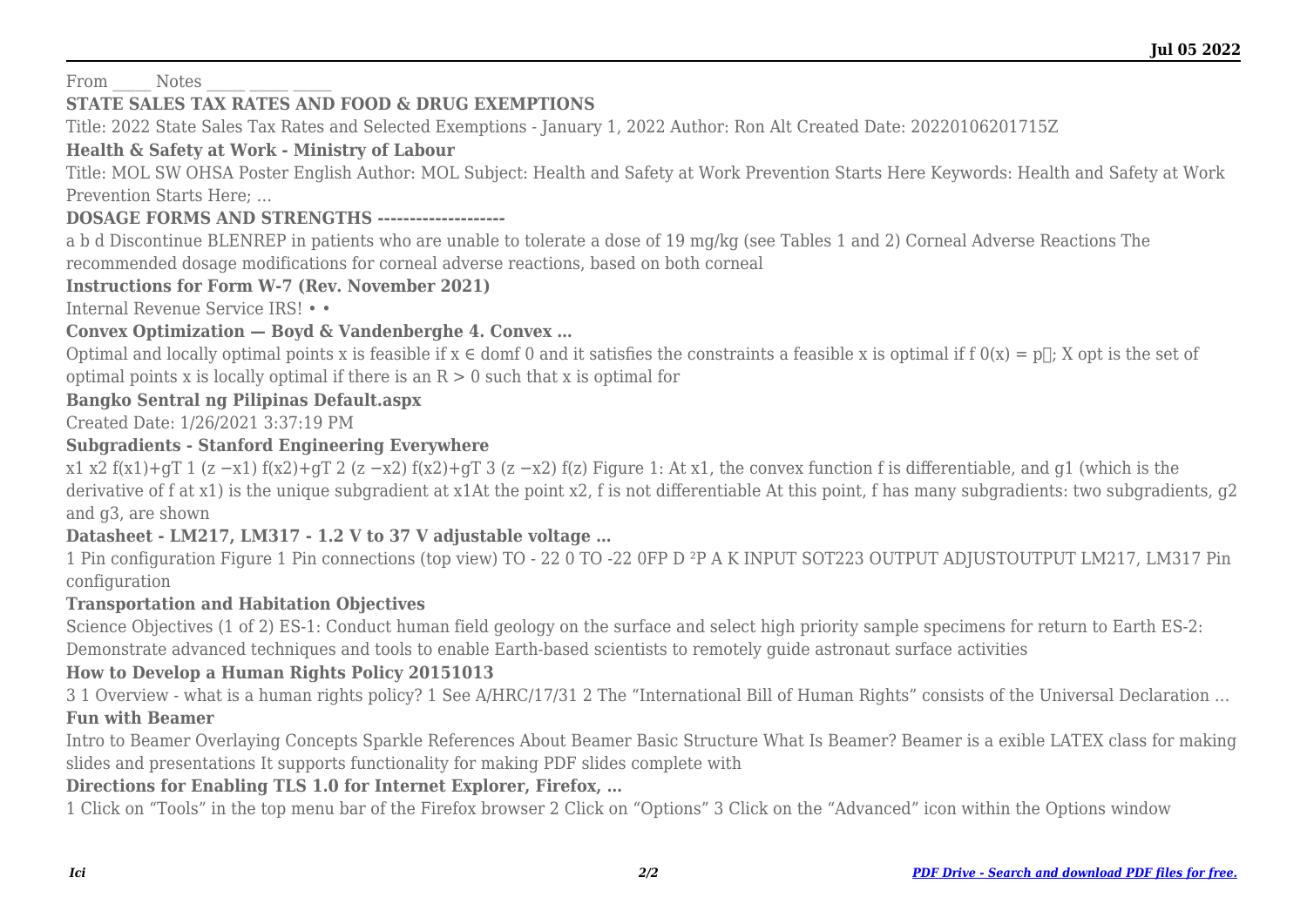From _____ Notes _____ _____ _____

**STATE SALES TAX RATES AND FOOD & DRUG EXEMPTIONS**

Title: 2022 State Sales Tax Rates and Selected Exemptions - January 1, 2022 Author: Ron Alt Created Date: 20220106201715Z

**Health & Safety at Work - Ministry of Labour**

Title: MOL SW OHSA Poster English Author: MOL Subject: Health and Safety at Work Prevention Starts Here Keywords: Health and Safety at Work Prevention Starts Here; …

**DOSAGE FORMS AND STRENGTHS -------------------**

a b d Discontinue BLENREP in patients who are unable to tolerate a dose of 19 mg/kg (see Tables 1 and 2) Corneal Adverse Reactions The recommended dosage modifications for corneal adverse reactions, based on both corneal

**Instructions for Form W-7 (Rev. November 2021)**

Internal Revenue Service IRS! • •

**Convex Optimization — Boyd & Vandenberghe 4. Convex …**

Optimal and locally optimal points x is feasible if x ∈ domf 0 and it satisfies the constraints a feasible x is optimal if f 0(x) = p; X opt is the set of optimal points x is locally optimal if there is an R > 0 such that x is optimal for

**Bangko Sentral ng Pilipinas Default.aspx**

Created Date: 1/26/2021 3:37:19 PM

**Subgradients - Stanford Engineering Everywhere**

x1 x2 f(x1)+gT 1 (z −x1) f(x2)+gT 2 (z −x2) f(x2)+gT 3 (z −x2) f(z) Figure 1: At x1, the convex function f is differentiable, and g1 (which is the derivative of f at x1) is the unique subgradient at x1At the point x2, f is not differentiable At this point, f has many subgradients: two subgradients, g2 and g3, are shown

**Datasheet - LM217, LM317 - 1.2 V to 37 V adjustable voltage …**

1 Pin configuration Figure 1 Pin connections (top view) TO - 22 0 TO -22 0FP D ²P A K INPUT SOT223 OUTPUT ADJUSTOUTPUT LM217, LM317 Pin configuration

**Transportation and Habitation Objectives**

Science Objectives (1 of 2) ES-1: Conduct human field geology on the surface and select high priority sample specimens for return to Earth ES-2: Demonstrate advanced techniques and tools to enable Earth-based scientists to remotely guide astronaut surface activities

**How to Develop a Human Rights Policy 20151013**

3 1 Overview - what is a human rights policy? 1 See A/HRC/17/31 2 The "International Bill of Human Rights" consists of the Universal Declaration …

**Fun with Beamer**

Intro to Beamer Overlaying Concepts Sparkle References About Beamer Basic Structure What Is Beamer? Beamer is a exible LATEX class for making slides and presentations It supports functionality for making PDF slides complete with

**Directions for Enabling TLS 1.0 for Internet Explorer, Firefox, …**

1 Click on "Tools" in the top menu bar of the Firefox browser 2 Click on "Options" 3 Click on the "Advanced" icon within the Options window